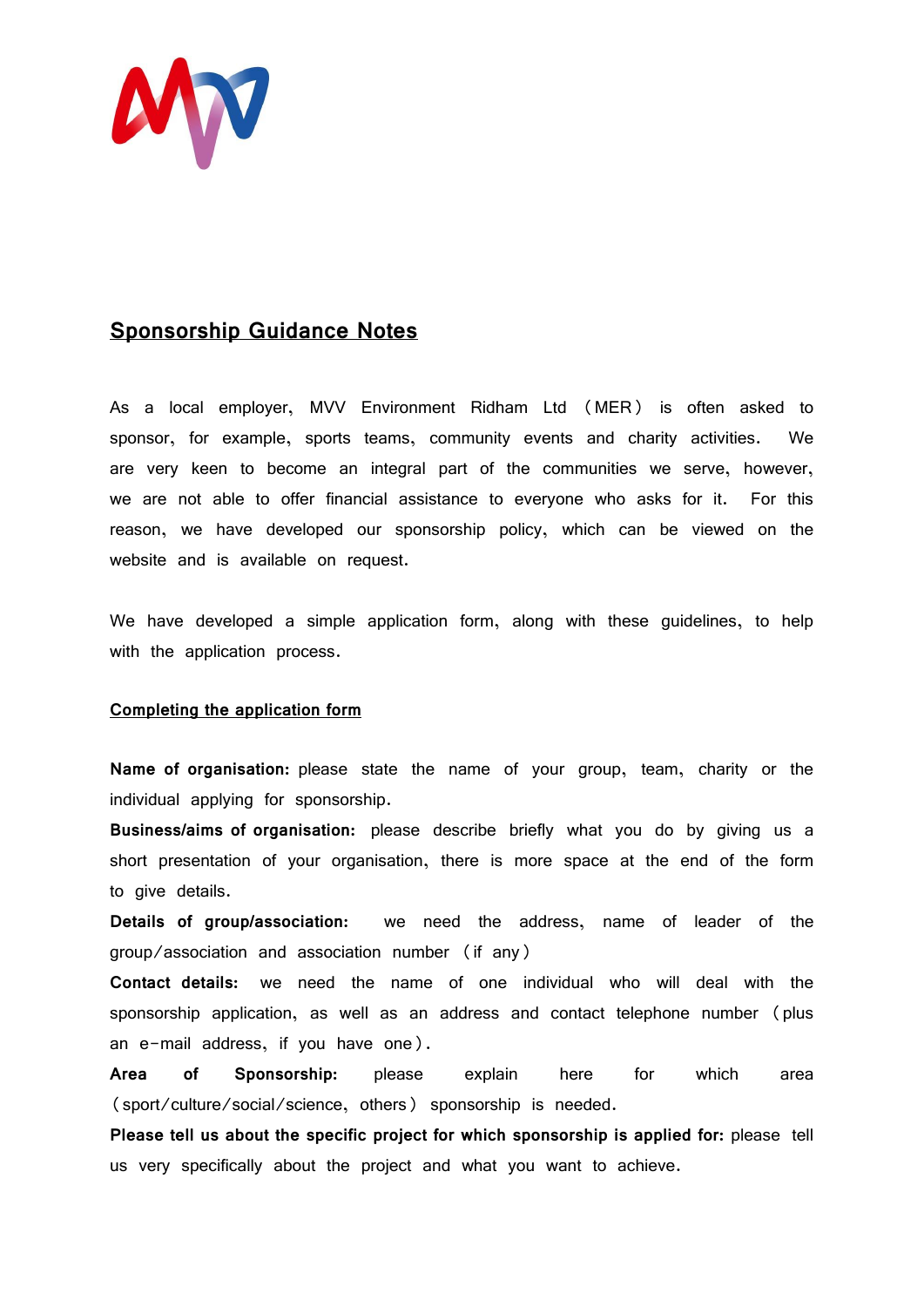## Sponsorship Guidance Notes

As a local employer, MVV Environment Ridham Ltd (MER) is often asked to sponsor, for example, sports teams, community events and charity activities. We are very keen to become an integral part of the communities we serve, however, we are not able to offer financial assistance to everyone who asks for it. For this reason, we have developed our sponsorship policy, which can be viewed on the website and is available on request.

We have developed a simple application form, along with these guidelines, to help with the application process.

### Completing the application form

**Name of organisation:** please state the name of your group, team, charity or the individual applying for sponsorship.

**Business/aims of organisation:** please describe briefly what you do by giving us a short presentation of your organisation, there is more space at the end of the form to give details.

**Details of group/association:** we need the address, name of leader of the group/association and association number (if any)

**Contact details:** we need the name of one individual who will deal with the sponsorship application, as well as an address and contact telephone number (plus an e-mail address, if you have one).

**Area of Sponsorship:** please explain here for which area (sport/culture/social/science, others) sponsorship is needed.

**Please tell us about the specific project for which sponsorship is applied for:** please tell us very specifically about the project and what you want to achieve.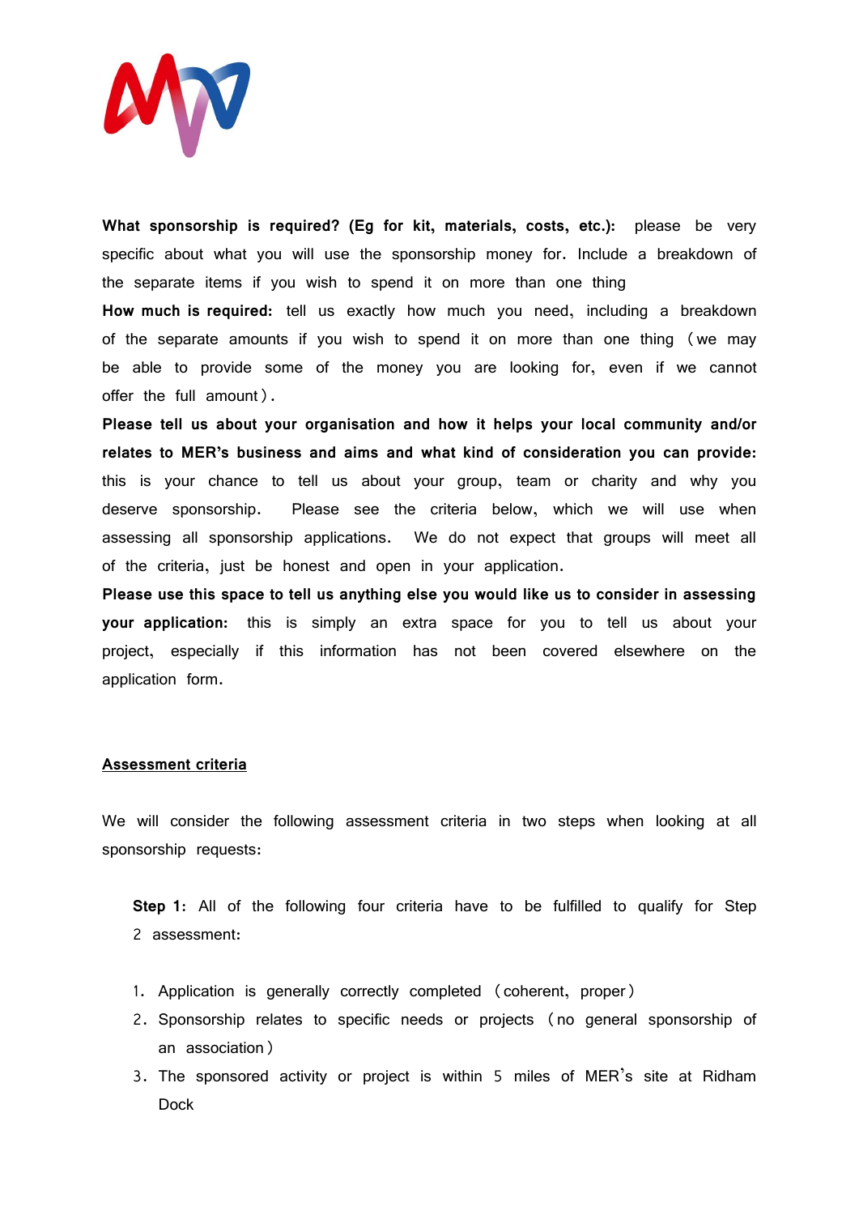**What sponsorship is required? (Eg for kit, materials, costs, etc.):** please be very specific about what you will use the sponsorship money for. Include a breakdown of the separate items if you wish to spend it on more than one thing

**How much is required:** tell us exactly how much you need, including a breakdown of the separate amounts if you wish to spend it on more than one thing (we may be able to provide some of the money you are looking for, even if we cannot offer the full amount).

**Please tell us about your organisation and how it helps your local community and/or relates to MER's business and aims and what kind of consideration you can provide:** this is your chance to tell us about your group, team or charity and why you deserve sponsorship. Please see the criteria below, which we will use when assessing all sponsorship applications. We do not expect that groups will meet all of the criteria, just be honest and open in your application.

**Please use this space to tell us anything else you would like us to consider in assessing your application:** this is simply an extra space for you to tell us about your project, especially if this information has not been covered elsewhere on the application form.

## Assessment criteria

We will consider the following assessment criteria in two steps when looking at all sponsorship requests:

**Step 1:** All of the following four criteria have to be fulfilled to qualify for Step 2 assessment:

1. Application is generally correctly completed (coherent, proper)
2. Sponsorship relates to specific needs or projects (no general sponsorship of an association)
3. The sponsored activity or project is within 5 miles of MER's site at Ridham Dock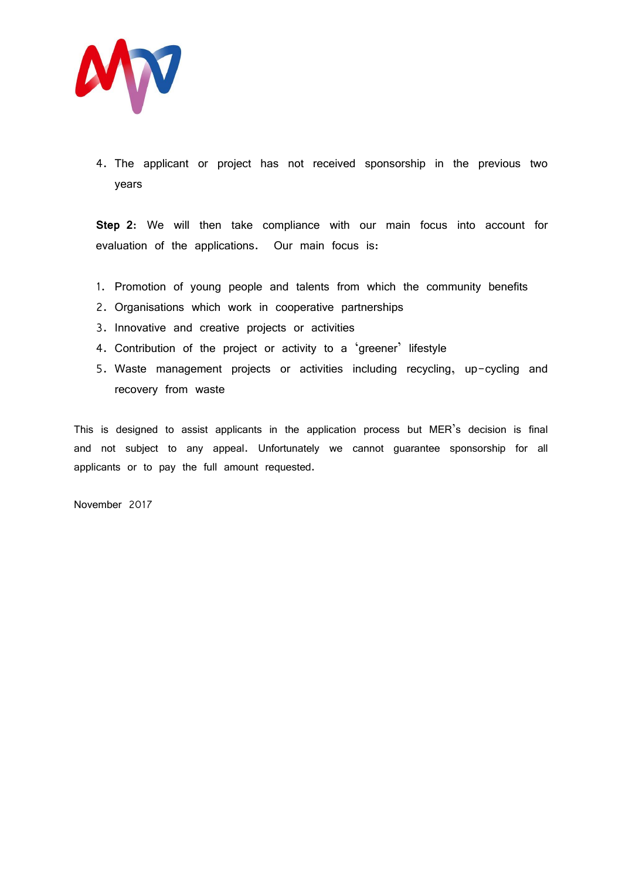4. The applicant or project has not received sponsorship in the previous two years

**Step 2:** We will then take compliance with our main focus into account for evaluation of the applications. Our main focus is:

1. Promotion of young people and talents from which the community benefits
2. Organisations which work in cooperative partnerships
3. Innovative and creative projects or activities
4. Contribution of the project or activity to a 'greener' lifestyle
5. Waste management projects or activities including recycling, up-cycling and recovery from waste

This is designed to assist applicants in the application process but MER's decision is final and not subject to any appeal. Unfortunately we cannot guarantee sponsorship for all applicants or to pay the full amount requested.

November 2017